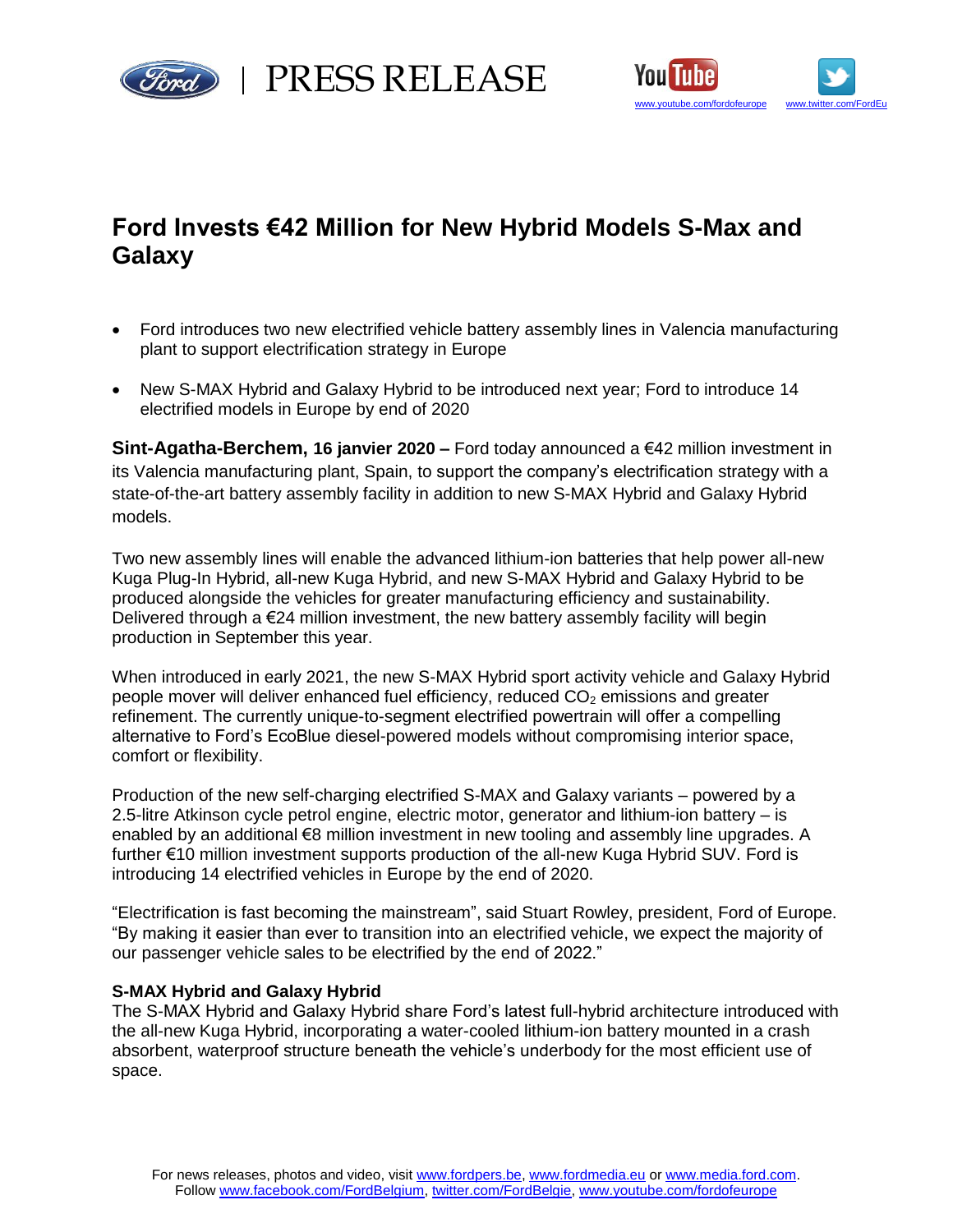PRESS RELEASE

# Ford Invests €42 Million for New Hybrid Models S-Max and Galaxy

- Ford introduces two new electrified vehicle battery assembly lines in Valencia manufacturing plant to support electrification strategy in Europe
- New S-MAX Hybrid and Galaxy Hybrid to be introduced next year; Ford to introduce 14 electrified models in Europe by end of 2020

**Sint-Agatha-Berchem, 16 janvier 2020 –** Ford today announced a €42 million investment in its Valencia manufacturing plant, Spain, to support the company's electrification strategy with a state-of-the-art battery assembly facility in addition to new S-MAX Hybrid and Galaxy Hybrid models.

Two new assembly lines will enable the advanced lithium-ion batteries that help power all-new Kuga Plug-In Hybrid, all-new Kuga Hybrid, and new S-MAX Hybrid and Galaxy Hybrid to be produced alongside the vehicles for greater manufacturing efficiency and sustainability. Delivered through a €24 million investment, the new battery assembly facility will begin production in September this year.

When introduced in early 2021, the new S-MAX Hybrid sport activity vehicle and Galaxy Hybrid people mover will deliver enhanced fuel efficiency, reduced $CO_2$ emissions and greater refinement. The currently unique-to-segment electrified powertrain will offer a compelling alternative to Ford's EcoBlue diesel-powered models without compromising interior space, comfort or flexibility.

Production of the new self-charging electrified S-MAX and Galaxy variants – powered by a 2.5-litre Atkinson cycle petrol engine, electric motor, generator and lithium-ion battery – is enabled by an additional €8 million investment in new tooling and assembly line upgrades. A further €10 million investment supports production of the all-new Kuga Hybrid SUV. Ford is introducing 14 electrified vehicles in Europe by the end of 2020.

"Electrification is fast becoming the mainstream", said Stuart Rowley, president, Ford of Europe. "By making it easier than ever to transition into an electrified vehicle, we expect the majority of our passenger vehicle sales to be electrified by the end of 2022."

**S-MAX Hybrid and Galaxy Hybrid**

The S-MAX Hybrid and Galaxy Hybrid share Ford's latest full-hybrid architecture introduced with the all-new Kuga Hybrid, incorporating a water-cooled lithium-ion battery mounted in a crash absorbent, waterproof structure beneath the vehicle's underbody for the most efficient use of space.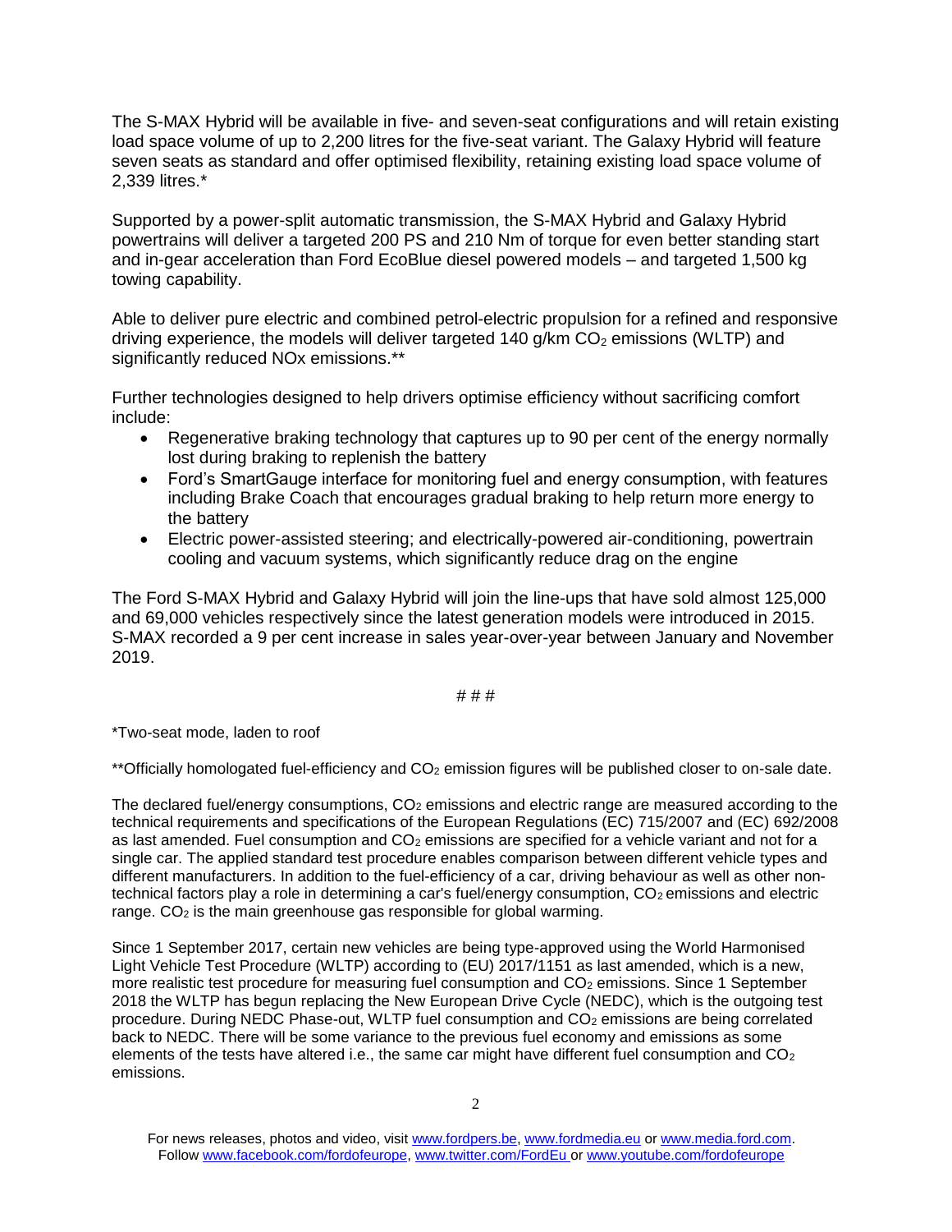The S-MAX Hybrid will be available in five- and seven-seat configurations and will retain existing load space volume of up to 2,200 litres for the five-seat variant. The Galaxy Hybrid will feature seven seats as standard and offer optimised flexibility, retaining existing load space volume of 2,339 litres.*

Supported by a power-split automatic transmission, the S-MAX Hybrid and Galaxy Hybrid powertrains will deliver a targeted 200 PS and 210 Nm of torque for even better standing start and in-gear acceleration than Ford EcoBlue diesel powered models – and targeted 1,500 kg towing capability.

Able to deliver pure electric and combined petrol-electric propulsion for a refined and responsive driving experience, the models will deliver targeted 140 g/km $CO_2$ emissions (WLTP) and significantly reduced NOx emissions.**

Further technologies designed to help drivers optimise efficiency without sacrificing comfort include:

- Regenerative braking technology that captures up to 90 per cent of the energy normally lost during braking to replenish the battery
- Ford's SmartGauge interface for monitoring fuel and energy consumption, with features including Brake Coach that encourages gradual braking to help return more energy to the battery
- Electric power-assisted steering; and electrically-powered air-conditioning, powertrain cooling and vacuum systems, which significantly reduce drag on the engine

The Ford S-MAX Hybrid and Galaxy Hybrid will join the line-ups that have sold almost 125,000 and 69,000 vehicles respectively since the latest generation models were introduced in 2015. S-MAX recorded a 9 per cent increase in sales year-over-year between January and November 2019.

# # #

*Two-seat mode, laden to roof

**Officially homologated fuel-efficiency and $CO_2$ emission figures will be published closer to on-sale date.

The declared fuel/energy consumptions, $CO_2$ emissions and electric range are measured according to the technical requirements and specifications of the European Regulations (EC) 715/2007 and (EC) 692/2008 as last amended. Fuel consumption and $CO_2$ emissions are specified for a vehicle variant and not for a single car. The applied standard test procedure enables comparison between different vehicle types and different manufacturers. In addition to the fuel-efficiency of a car, driving behaviour as well as other non-technical factors play a role in determining a car's fuel/energy consumption, $CO_2$ emissions and electric range. $CO_2$ is the main greenhouse gas responsible for global warming.

Since 1 September 2017, certain new vehicles are being type-approved using the World Harmonised Light Vehicle Test Procedure (WLTP) according to (EU) 2017/1151 as last amended, which is a new, more realistic test procedure for measuring fuel consumption and $CO_2$ emissions. Since 1 September 2018 the WLTP has begun replacing the New European Drive Cycle (NEDC), which is the outgoing test procedure. During NEDC Phase-out, WLTP fuel consumption and $CO_2$ emissions are being correlated back to NEDC. There will be some variance to the previous fuel economy and emissions as some elements of the tests have altered i.e., the same car might have different fuel consumption and $CO_2$ emissions.

For news releases, photos and video, visit www.fordpers.be, www.fordmedia.eu or www.media.ford.com. Follow www.facebook.com/fordofeurope, www.twitter.com/FordEu or www.youtube.com/fordofeurope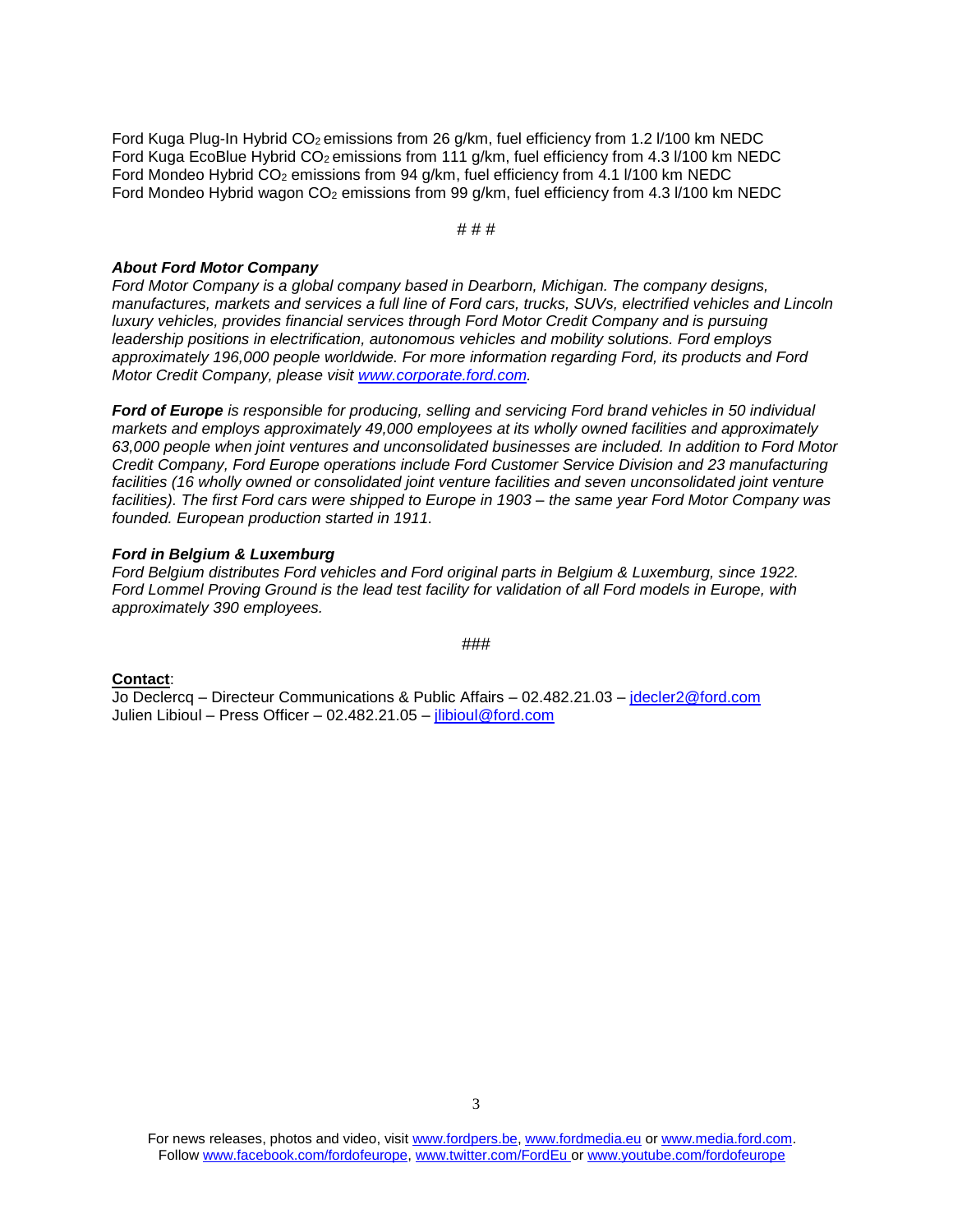Ford Kuga Plug-In Hybrid $CO_2$ emissions from 26 g/km, fuel efficiency from 1.2 l/100 km NEDC
Ford Kuga EcoBlue Hybrid $CO_2$ emissions from 111 g/km, fuel efficiency from 4.3 l/100 km NEDC
Ford Mondeo Hybrid $CO_2$ emissions from 94 g/km, fuel efficiency from 4.1 l/100 km NEDC
Ford Mondeo Hybrid wagon $CO_2$ emissions from 99 g/km, fuel efficiency from 4.3 l/100 km NEDC

# # #

***About Ford Motor Company***
*Ford Motor Company is a global company based in Dearborn, Michigan. The company designs, manufactures, markets and services a full line of Ford cars, trucks, SUVs, electrified vehicles and Lincoln luxury vehicles, provides financial services through Ford Motor Credit Company and is pursuing leadership positions in electrification, autonomous vehicles and mobility solutions. Ford employs approximately 196,000 people worldwide. For more information regarding Ford, its products and Ford Motor Credit Company, please visit [www.corporate.ford.com](http://www.corporate.ford.com).*

***Ford of Europe** is responsible for producing, selling and servicing Ford brand vehicles in 50 individual markets and employs approximately 49,000 employees at its wholly owned facilities and approximately 63,000 people when joint ventures and unconsolidated businesses are included. In addition to Ford Motor Credit Company, Ford Europe operations include Ford Customer Service Division and 23 manufacturing facilities (16 wholly owned or consolidated joint venture facilities and seven unconsolidated joint venture facilities). The first Ford cars were shipped to Europe in 1903 – the same year Ford Motor Company was founded. European production started in 1911.*

***Ford in Belgium & Luxemburg***
*Ford Belgium distributes Ford vehicles and Ford original parts in Belgium & Luxemburg, since 1922. Ford Lommel Proving Ground is the lead test facility for validation of all Ford models in Europe, with approximately 390 employees.*

###

**Contact**:
Jo Declercq – Directeur Communications & Public Affairs – 02.482.21.03 – [jdecler2@ford.com](mailto:jdecler2@ford.com)
Julien Libioul – Press Officer – 02.482.21.05 – [jlibioul@ford.com](mailto:jlibioul@ford.com)

For news releases, photos and video, visit [www.fordpers.be](http://www.fordpers.be), [www.fordmedia.eu](http://www.fordmedia.eu) or [www.media.ford.com](http://www.media.ford.com).
Follow [www.facebook.com/fordofeurope](http://www.facebook.com/fordofeurope), [www.twitter.com/FordEu](http://www.twitter.com/FordEu) or [www.youtube.com/fordofeurope](http://www.youtube.com/fordofeurope)